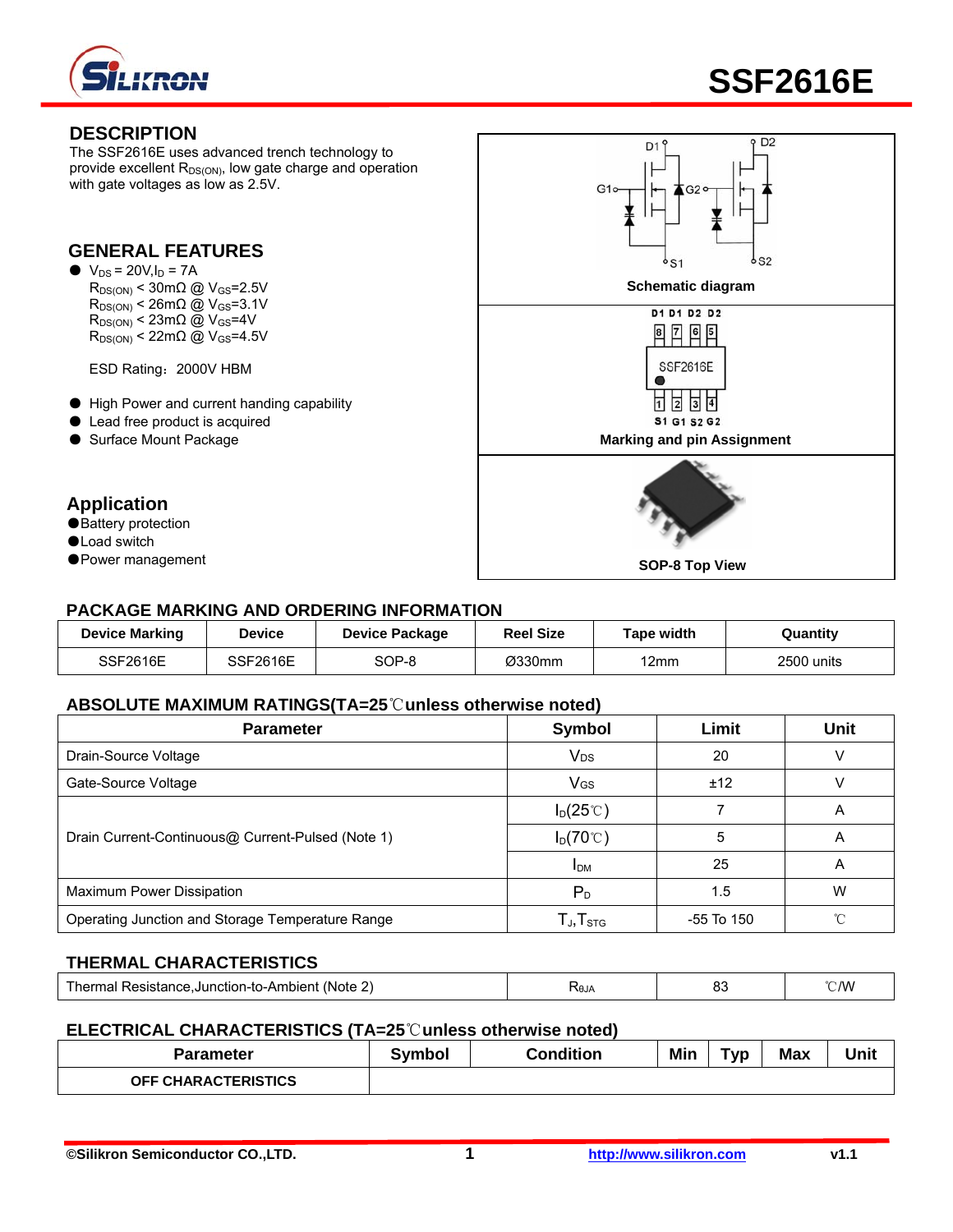# SSF2616E

## DESCRIPTION

The SSF2616E uses advanced trench technology to provide excellent $R_{DS(ON)}$, low gate charge and operation with gate voltages as low as 2.5V.

## GENERAL FEATURES

- $V_{DS}$ = 20V,$I_D$ = 7A
  $R_{DS(ON)}$ < 30mΩ @ $V_{GS}$=2.5V
  $R_{DS(ON)}$ < 26mΩ @ $V_{GS}$=3.1V
  $R_{DS(ON)}$ < 23mΩ @ $V_{GS}$=4V
  $R_{DS(ON)}$ < 22mΩ @ $V_{GS}$=4.5V

  ESD Rating：2000V HBM

- High Power and current handing capability
- Lead free product is acquired
- Surface Mount Package

## Application

- Battery protection
- Load switch
- Power management

Schematic diagram

Marking and pin Assignment

SOP-8 Top View

## PACKAGE MARKING AND ORDERING INFORMATION

| Device Marking | Device | Device Package | Reel Size | Tape width | Quantity |
|---|---|---|---|---|---|
| SSF2616E | SSF2616E | SOP-8 | Ø330mm | 12mm | 2500 units |

## ABSOLUTE MAXIMUM RATINGS(TA=25℃unless otherwise noted)

| Parameter | Symbol | Limit | Unit |
|---|---|---|---|
| Drain-Source Voltage | $V_{DS}$ | 20 | V |
| Gate-Source Voltage | $V_{GS}$ | ±12 | V |
| Drain Current-Continuous@ Current-Pulsed (Note 1) | $I_D$(25℃) | 7 | A |
| | $I_D$(70℃) | 5 | A |
| | $I_{DM}$ | 25 | A |
| Maximum Power Dissipation | $P_D$ | 1.5 | W |
| Operating Junction and Storage Temperature Range | $T_J$,$T_{STG}$ | -55 To 150 | ℃ |

## THERMAL CHARACTERISTICS

| Parameter | Symbol | Limit | Unit |
|---|---|---|---|
| Thermal Resistance,Junction-to-Ambient (Note 2) | $R_{\theta JA}$ | 83 | ℃/W |

## ELECTRICAL CHARACTERISTICS (TA=25℃unless otherwise noted)

| Parameter | Symbol | Condition | Min | Typ | Max | Unit |
|---|---|---|---|---|---|---|
| **OFF CHARACTERISTICS** | | | | | | |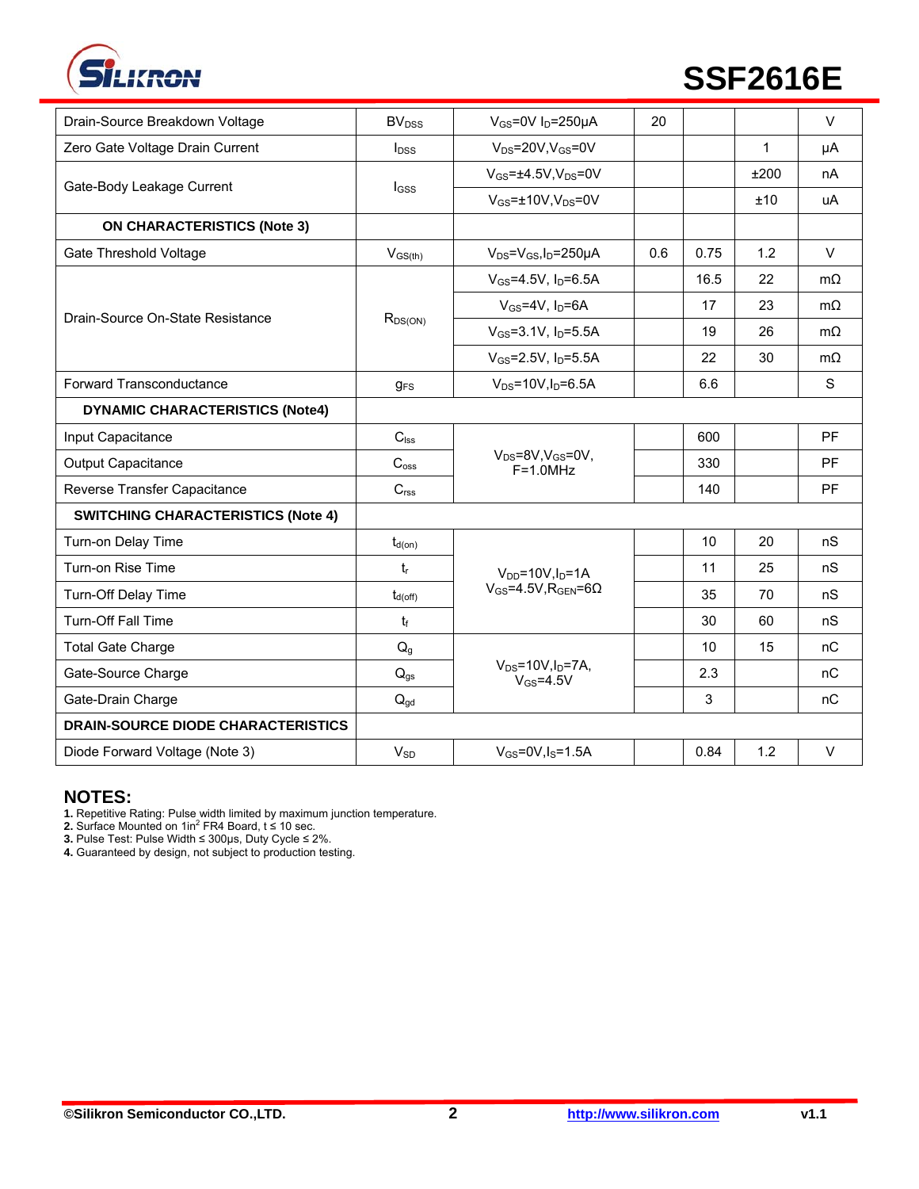| Parameter | Symbol | Conditions | Min | Typ | Max | Unit |
|---|---|---|---|---|---|---|
| Drain-Source Breakdown Voltage | $BV_{DSS}$ | $V_{GS}$=0V $I_D$=250μA | 20 | | | V |
| Zero Gate Voltage Drain Current | $I_{DSS}$ | $V_{DS}$=20V,$V_{GS}$=0V | | | 1 | μA |
| Gate-Body Leakage Current | $I_{GSS}$ | $V_{GS}$=±4.5V,$V_{DS}$=0V | | | ±200 | nA |
| | | $V_{GS}$=±10V,$V_{DS}$=0V | | | ±10 | uA |
| **ON CHARACTERISTICS (Note 3)** | | | | | | |
| Gate Threshold Voltage | $V_{GS(th)}$ | $V_{DS}$=$V_{GS}$,$I_D$=250μA | 0.6 | 0.75 | 1.2 | V |
| Drain-Source On-State Resistance | $R_{DS(ON)}$ | $V_{GS}$=4.5V, $I_D$=6.5A | | 16.5 | 22 | mΩ |
| | | $V_{GS}$=4V, $I_D$=6A | | 17 | 23 | mΩ |
| | | $V_{GS}$=3.1V, $I_D$=5.5A | | 19 | 26 | mΩ |
| | | $V_{GS}$=2.5V, $I_D$=5.5A | | 22 | 30 | mΩ |
| Forward Transconductance | $g_{FS}$ | $V_{DS}$=10V,$I_D$=6.5A | | 6.6 | | S |
| **DYNAMIC CHARACTERISTICS (Note4)** | | | | | | |
| Input Capacitance | $C_{lss}$ | $V_{DS}$=8V,$V_{GS}$=0V, F=1.0MHz | | 600 | | PF |
| Output Capacitance | $C_{oss}$ | | | 330 | | PF |
| Reverse Transfer Capacitance | $C_{rss}$ | | | 140 | | PF |
| **SWITCHING CHARACTERISTICS (Note 4)** | | | | | | |
| Turn-on Delay Time | $t_{d(on)}$ | $V_{DD}$=10V,$I_D$=1A $V_{GS}$=4.5V,$R_{GEN}$=6Ω | | 10 | 20 | nS |
| Turn-on Rise Time | $t_r$ | | | 11 | 25 | nS |
| Turn-Off Delay Time | $t_{d(off)}$ | | | 35 | 70 | nS |
| Turn-Off Fall Time | $t_f$ | | | 30 | 60 | nS |
| Total Gate Charge | $Q_g$ | $V_{DS}$=10V,$I_D$=7A, $V_{GS}$=4.5V | | 10 | 15 | nC |
| Gate-Source Charge | $Q_{gs}$ | | | 2.3 | | nC |
| Gate-Drain Charge | $Q_{gd}$ | | | 3 | | nC |
| **DRAIN-SOURCE DIODE CHARACTERISTICS** | | | | | | |
| Diode Forward Voltage (Note 3) | $V_{SD}$ | $V_{GS}$=0V,$I_S$=1.5A | | 0.84 | 1.2 | V |

## NOTES:

**1.** Repetitive Rating: Pulse width limited by maximum junction temperature.
**2.** Surface Mounted on 1in$^2$ FR4 Board, t ≤ 10 sec.
**3.** Pulse Test: Pulse Width ≤ 300μs, Duty Cycle ≤ 2%.
**4.** Guaranteed by design, not subject to production testing.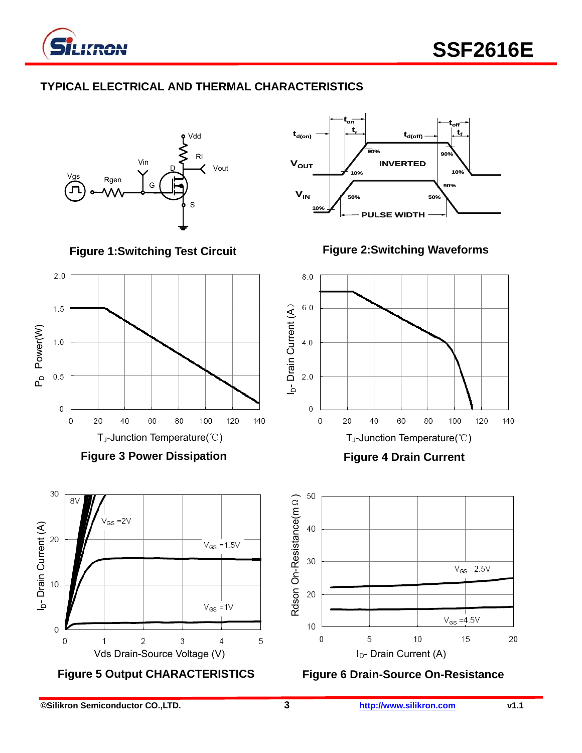## TYPICAL ELECTRICAL AND THERMAL CHARACTERISTICS

**Figure 1:Switching Test Circuit**

**Figure 2:Switching Waveforms**

**Figure 3 Power Dissipation**

**Figure 4 Drain Current**

**Figure 5 Output CHARACTERISTICS**

**Figure 6 Drain-Source On-Resistance**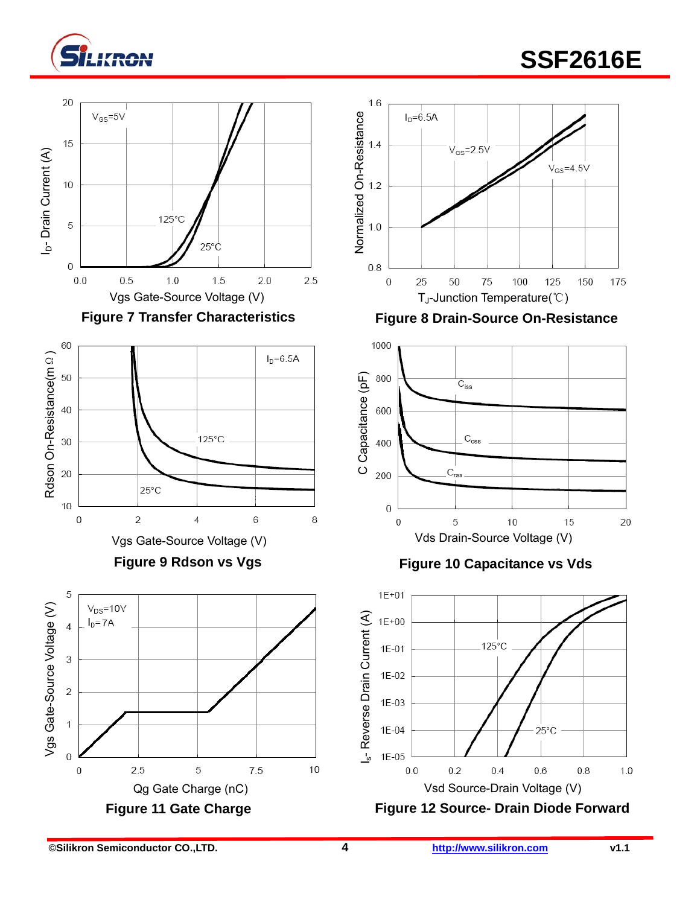Figure 7 Transfer Characteristics

Figure 8 Drain-Source On-Resistance

Figure 9 Rdson vs Vgs

Figure 10 Capacitance vs Vds

Figure 11 Gate Charge

Figure 12 Source- Drain Diode Forward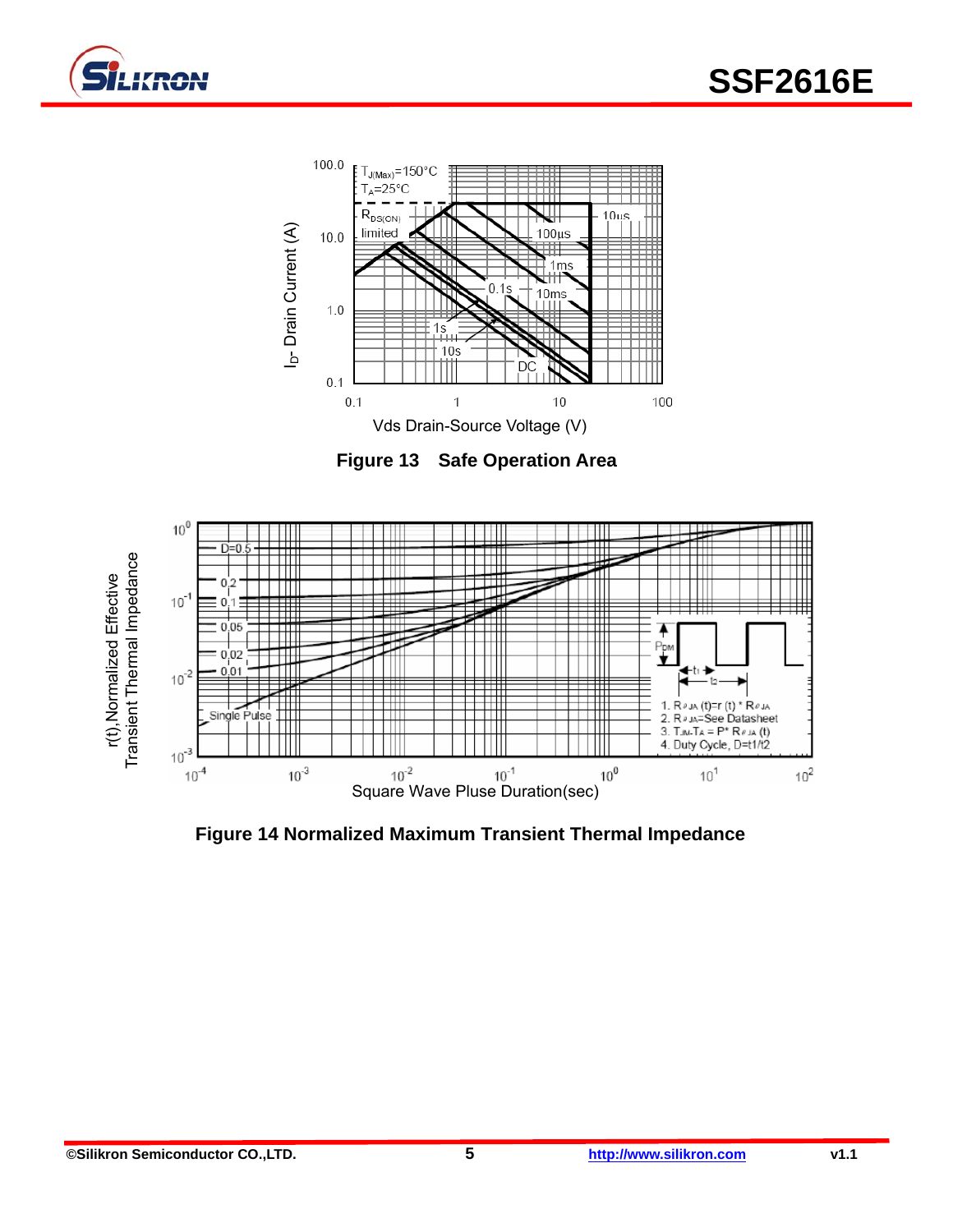Figure 13 Safe Operation Area

Figure 14 Normalized Maximum Transient Thermal Impedance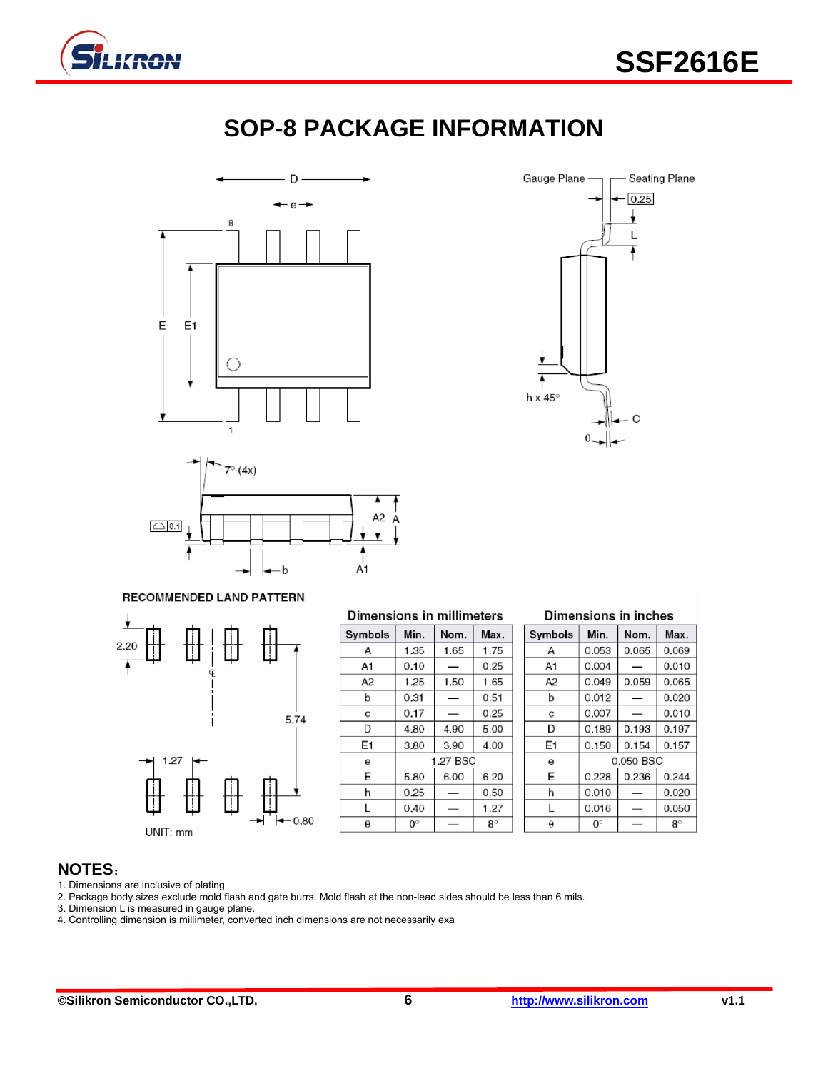## SOP-8 PACKAGE INFORMATION

RECOMMENDED LAND PATTERN

UNIT: mm

**Dimensions in millimeters**

| Symbols | Min. | Nom. | Max. |
|---|---|---|---|
| A | 1.35 | 1.65 | 1.75 |
| A1 | 0.10 | — | 0.25 |
| A2 | 1.25 | 1.50 | 1.65 |
| b | 0.31 | — | 0.51 |
| c | 0.17 | — | 0.25 |
| D | 4.80 | 4.90 | 5.00 |
| E1 | 3.80 | 3.90 | 4.00 |
| e | | 1.27 BSC | |
| E | 5.80 | 6.00 | 6.20 |
| h | 0.25 | — | 0.50 |
| L | 0.40 | — | 1.27 |
| θ | 0° | — | 8° |

**Dimensions in inches**

| Symbols | Min. | Nom. | Max. |
|---|---|---|---|
| A | 0.053 | 0.065 | 0.069 |
| A1 | 0.004 | — | 0.010 |
| A2 | 0.049 | 0.059 | 0.065 |
| b | 0.012 | — | 0.020 |
| c | 0.007 | — | 0.010 |
| D | 0.189 | 0.193 | 0.197 |
| E1 | 0.150 | 0.154 | 0.157 |
| e | | 0.050 BSC | |
| E | 0.228 | 0.236 | 0.244 |
| h | 0.010 | — | 0.020 |
| L | 0.016 | — | 0.050 |
| θ | 0° | — | 8° |

### NOTES:

1. Dimensions are inclusive of plating
2. Package body sizes exclude mold flash and gate burrs. Mold flash at the non-lead sides should be less than 6 mils.
3. Dimension L is measured in gauge plane.
4. Controlling dimension is millimeter, converted inch dimensions are not necessarily exa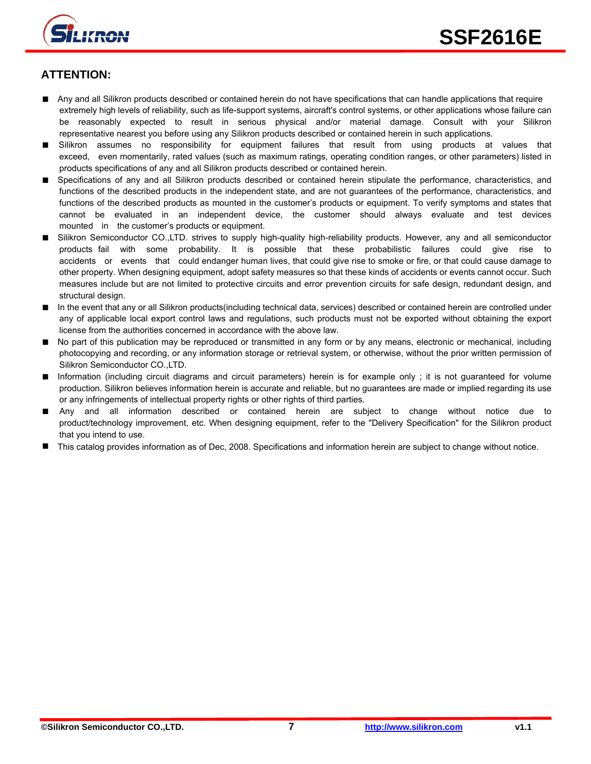## ATTENTION:

- Any and all Silikron products described or contained herein do not have specifications that can handle applications that require extremely high levels of reliability, such as life-support systems, aircraft's control systems, or other applications whose failure can be reasonably expected to result in serious physical and/or material damage. Consult with your Silikron representative nearest you before using any Silikron products described or contained herein in such applications.
- Silikron assumes no responsibility for equipment failures that result from using products at values that exceed, even momentarily, rated values (such as maximum ratings, operating condition ranges, or other parameters) listed in products specifications of any and all Silikron products described or contained herein.
- Specifications of any and all Silikron products described or contained herein stipulate the performance, characteristics, and functions of the described products in the independent state, and are not guarantees of the performance, characteristics, and functions of the described products as mounted in the customer's products or equipment. To verify symptoms and states that cannot be evaluated in an independent device, the customer should always evaluate and test devices mounted in the customer's products or equipment.
- Silikron Semiconductor CO.,LTD. strives to supply high-quality high-reliability products. However, any and all semiconductor products fail with some probability. It is possible that these probabilistic failures could give rise to accidents or events that could endanger human lives, that could give rise to smoke or fire, or that could cause damage to other property. When designing equipment, adopt safety measures so that these kinds of accidents or events cannot occur. Such measures include but are not limited to protective circuits and error prevention circuits for safe design, redundant design, and structural design.
- In the event that any or all Silikron products(including technical data, services) described or contained herein are controlled under any of applicable local export control laws and regulations, such products must not be exported without obtaining the export license from the authorities concerned in accordance with the above law.
- No part of this publication may be reproduced or transmitted in any form or by any means, electronic or mechanical, including photocopying and recording, or any information storage or retrieval system, or otherwise, without the prior written permission of Silikron Semiconductor CO.,LTD.
- Information (including circuit diagrams and circuit parameters) herein is for example only ; it is not guaranteed for volume production. Silikron believes information herein is accurate and reliable, but no guarantees are made or implied regarding its use or any infringements of intellectual property rights or other rights of third parties.
- Any and all information described or contained herein are subject to change without notice due to product/technology improvement, etc. When designing equipment, refer to the "Delivery Specification" for the Silikron product that you intend to use.
- This catalog provides information as of Dec, 2008. Specifications and information herein are subject to change without notice.